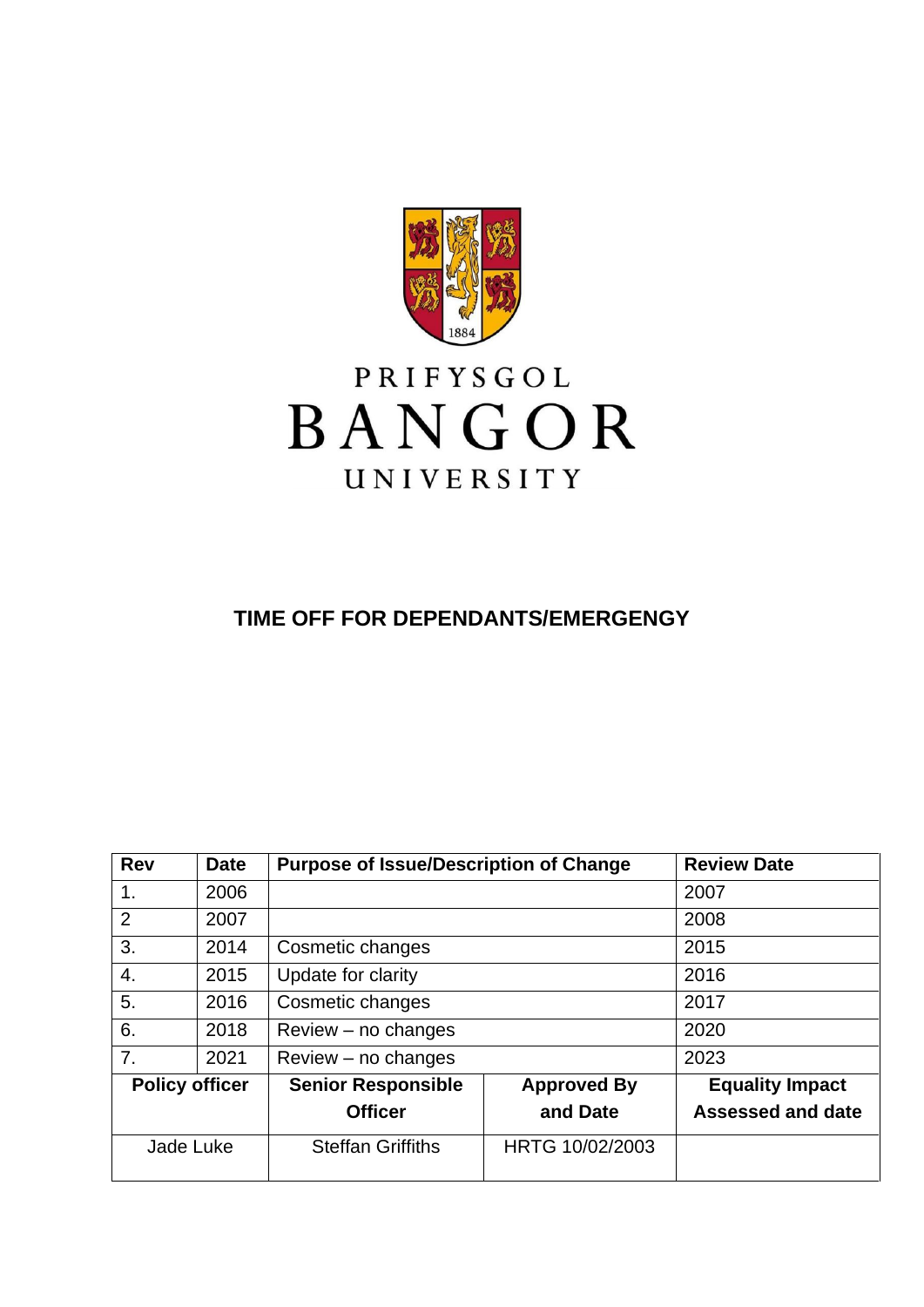PRIFYSGOL
BANGOR
UNIVERSITY

# TIME OFF FOR DEPENDANTS/EMERGENGY

| Rev | Date | Purpose of Issue/Description of Change | | Review Date |
|---|---|---|---|---|
| 1. | 2006 | | | 2007 |
| 2 | 2007 | | | 2008 |
| 3. | 2014 | Cosmetic changes | | 2015 |
| 4. | 2015 | Update for clarity | | 2016 |
| 5. | 2016 | Cosmetic changes | | 2017 |
| 6. | 2018 | Review – no changes | | 2020 |
| 7. | 2021 | Review – no changes | | 2023 |
| **Policy officer** | | **Senior Responsible Officer** | **Approved By and Date** | **Equality Impact Assessed and date** |
| Jade Luke | | Steffan Griffiths | HRTG 10/02/2003 | |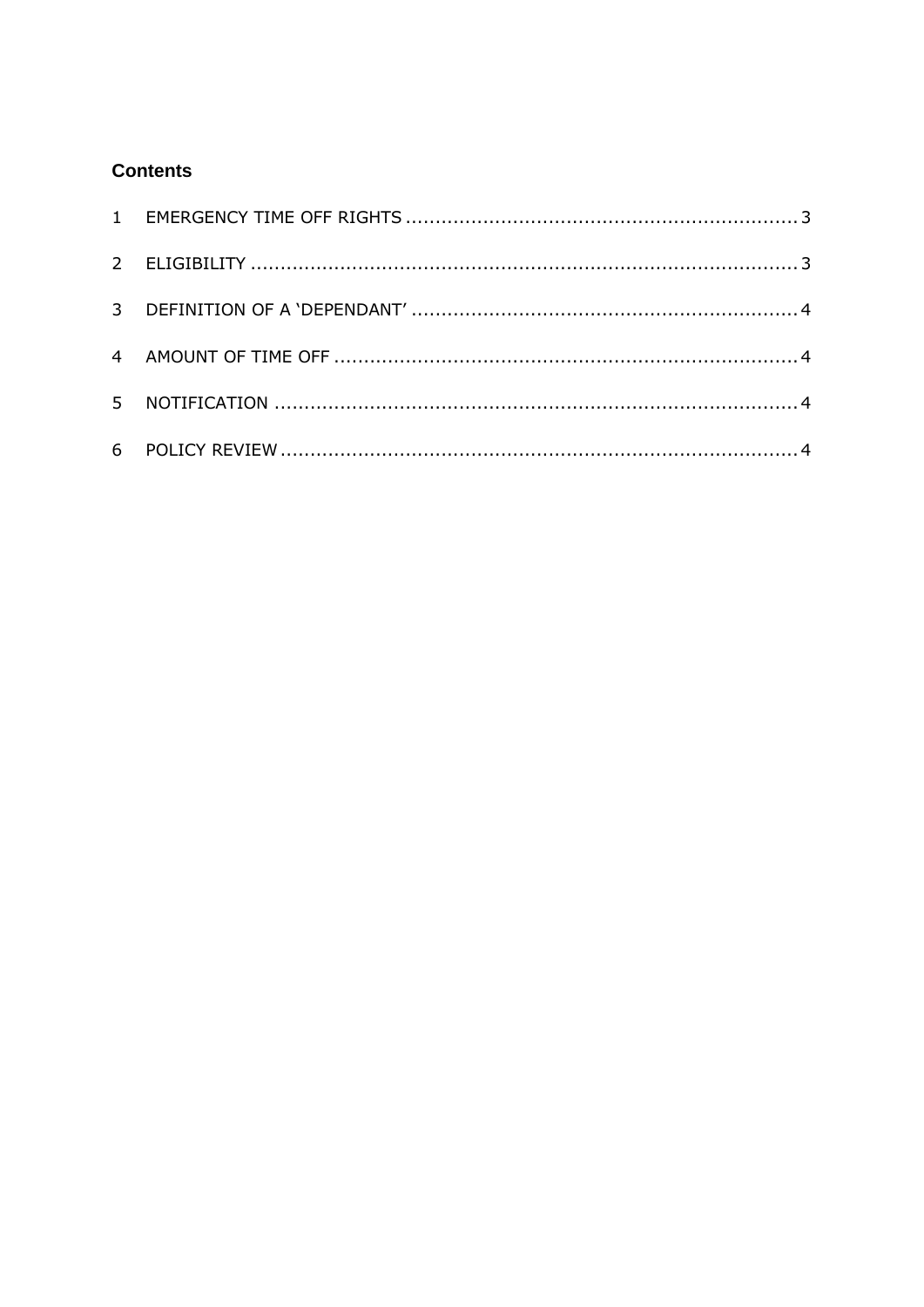## Contents

| | | |
|---|---|---|
| 1 | EMERGENCY TIME OFF RIGHTS | 3 |
| 2 | ELIGIBILITY | 3 |
| 3 | DEFINITION OF A 'DEPENDANT' | 4 |
| 4 | AMOUNT OF TIME OFF | 4 |
| 5 | NOTIFICATION | 4 |
| 6 | POLICY REVIEW | 4 |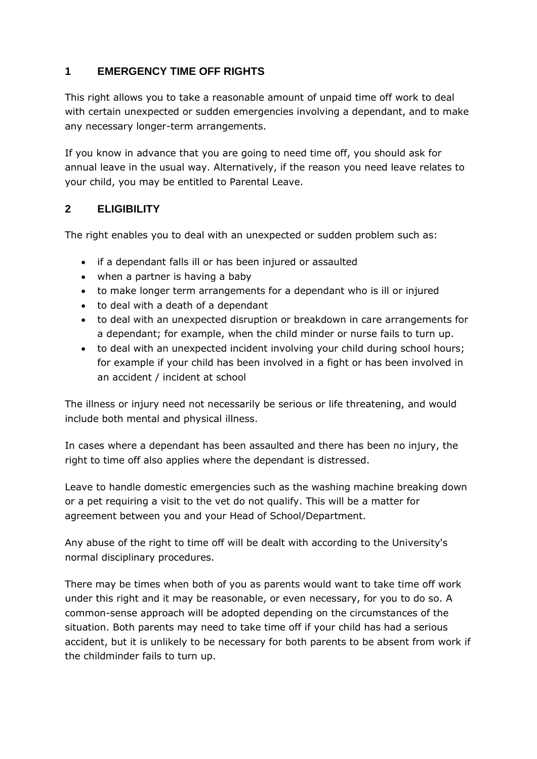## 1 EMERGENCY TIME OFF RIGHTS

This right allows you to take a reasonable amount of unpaid time off work to deal with certain unexpected or sudden emergencies involving a dependant, and to make any necessary longer-term arrangements.

If you know in advance that you are going to need time off, you should ask for annual leave in the usual way. Alternatively, if the reason you need leave relates to your child, you may be entitled to Parental Leave.

## 2 ELIGIBILITY

The right enables you to deal with an unexpected or sudden problem such as:

- if a dependant falls ill or has been injured or assaulted
- when a partner is having a baby
- to make longer term arrangements for a dependant who is ill or injured
- to deal with a death of a dependant
- to deal with an unexpected disruption or breakdown in care arrangements for a dependant; for example, when the child minder or nurse fails to turn up.
- to deal with an unexpected incident involving your child during school hours; for example if your child has been involved in a fight or has been involved in an accident / incident at school

The illness or injury need not necessarily be serious or life threatening, and would include both mental and physical illness.

In cases where a dependant has been assaulted and there has been no injury, the right to time off also applies where the dependant is distressed.

Leave to handle domestic emergencies such as the washing machine breaking down or a pet requiring a visit to the vet do not qualify. This will be a matter for agreement between you and your Head of School/Department.

Any abuse of the right to time off will be dealt with according to the University's normal disciplinary procedures.

There may be times when both of you as parents would want to take time off work under this right and it may be reasonable, or even necessary, for you to do so. A common-sense approach will be adopted depending on the circumstances of the situation. Both parents may need to take time off if your child has had a serious accident, but it is unlikely to be necessary for both parents to be absent from work if the childminder fails to turn up.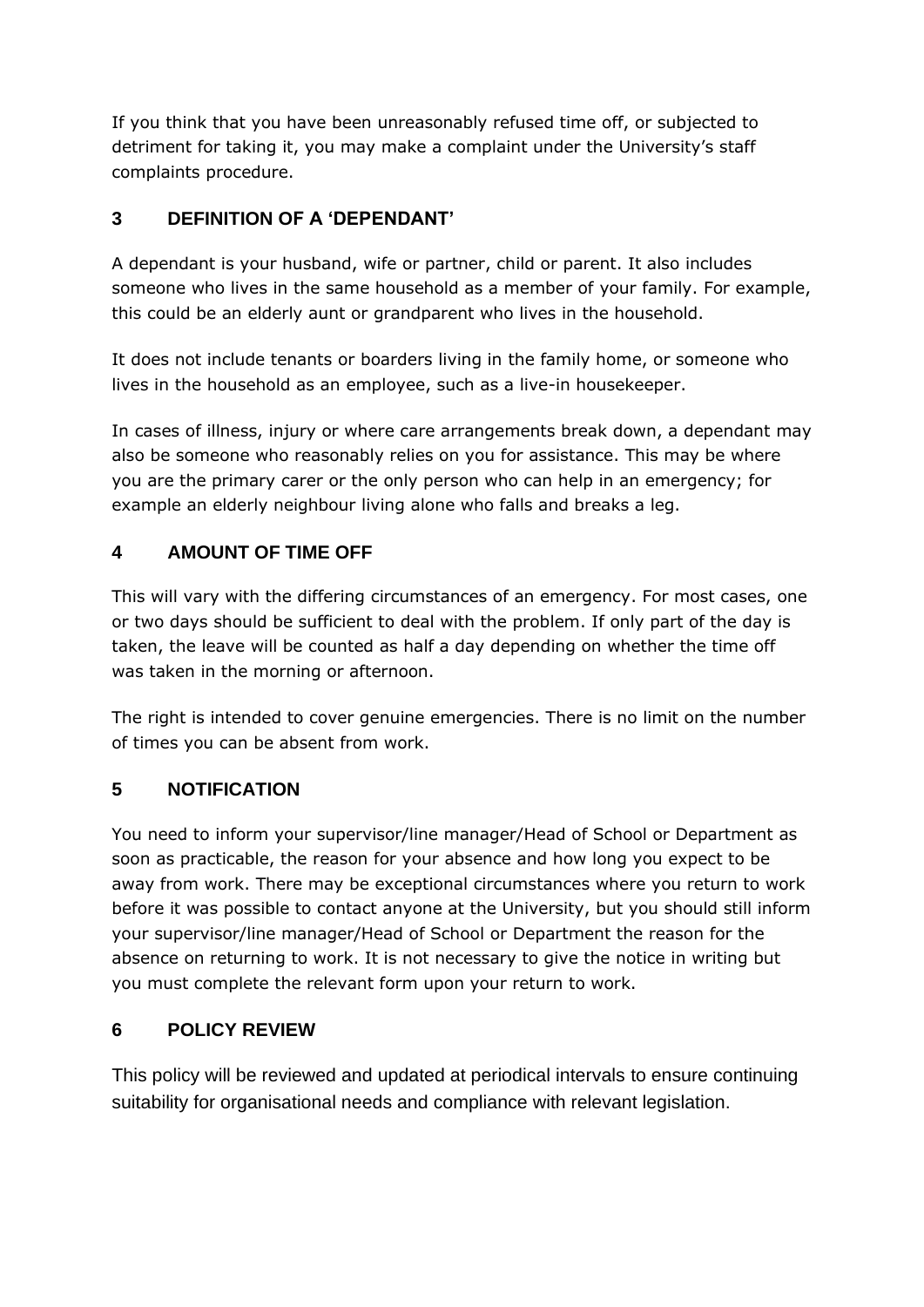If you think that you have been unreasonably refused time off, or subjected to detriment for taking it, you may make a complaint under the University's staff complaints procedure.

## 3 DEFINITION OF A 'DEPENDANT'

A dependant is your husband, wife or partner, child or parent. It also includes someone who lives in the same household as a member of your family. For example, this could be an elderly aunt or grandparent who lives in the household.

It does not include tenants or boarders living in the family home, or someone who lives in the household as an employee, such as a live-in housekeeper.

In cases of illness, injury or where care arrangements break down, a dependant may also be someone who reasonably relies on you for assistance. This may be where you are the primary carer or the only person who can help in an emergency; for example an elderly neighbour living alone who falls and breaks a leg.

## 4 AMOUNT OF TIME OFF

This will vary with the differing circumstances of an emergency. For most cases, one or two days should be sufficient to deal with the problem. If only part of the day is taken, the leave will be counted as half a day depending on whether the time off was taken in the morning or afternoon.

The right is intended to cover genuine emergencies. There is no limit on the number of times you can be absent from work.

## 5 NOTIFICATION

You need to inform your supervisor/line manager/Head of School or Department as soon as practicable, the reason for your absence and how long you expect to be away from work. There may be exceptional circumstances where you return to work before it was possible to contact anyone at the University, but you should still inform your supervisor/line manager/Head of School or Department the reason for the absence on returning to work. It is not necessary to give the notice in writing but you must complete the relevant form upon your return to work.

## 6 POLICY REVIEW

This policy will be reviewed and updated at periodical intervals to ensure continuing suitability for organisational needs and compliance with relevant legislation.